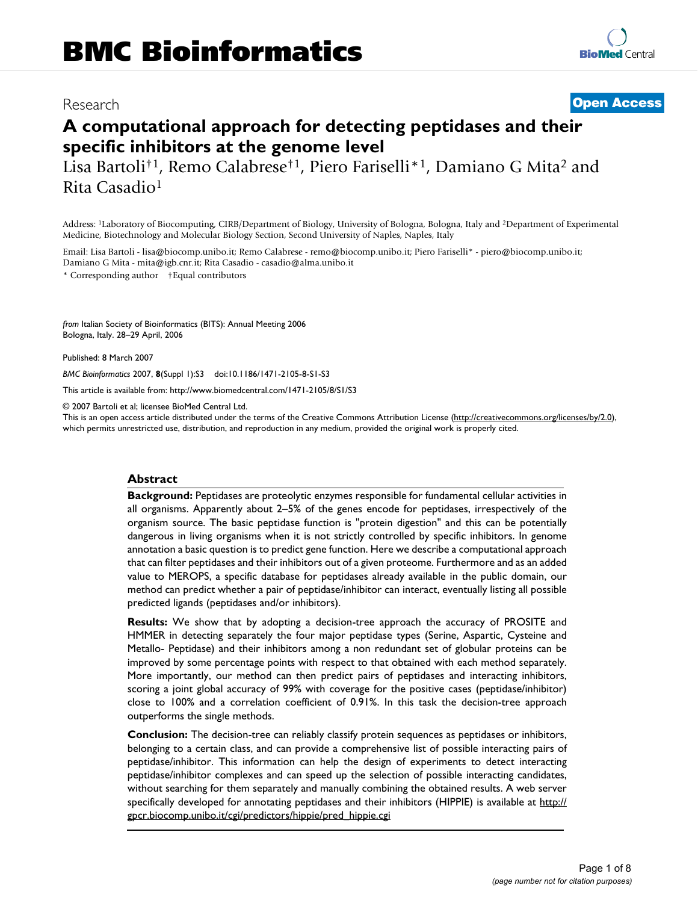# BMC Bioinformatics

Research | **Open Access**

# A computational approach for detecting peptidases and their specific inhibitors at the genome level

Lisa Bartoli†[1], Remo Calabrese†[1], Piero Fariselli*[1], Damiano G Mita[2] and Rita Casadio[1]

Address: [1]Laboratory of Biocomputing, CIRB/Department of Biology, University of Bologna, Bologna, Italy and [2]Department of Experimental Medicine, Biotechnology and Molecular Biology Section, Second University of Naples, Naples, Italy

Email: Lisa Bartoli - lisa@biocomp.unibo.it; Remo Calabrese - remo@biocomp.unibo.it; Piero Fariselli* - piero@biocomp.unibo.it; Damiano G Mita - mita@igb.cnr.it; Rita Casadio - casadio@alma.unibo.it

\* Corresponding author †Equal contributors

*from* Italian Society of Bioinformatics (BITS): Annual Meeting 2006
Bologna, Italy. 28–29 April, 2006

Published: 8 March 2007

*BMC Bioinformatics* 2007, **8**(Suppl 1):S3 doi:10.1186/1471-2105-8-S1-S3

This article is available from: http://www.biomedcentral.com/1471-2105/8/S1/S3

© 2007 Bartoli et al; licensee BioMed Central Ltd.
This is an open access article distributed under the terms of the Creative Commons Attribution License (http://creativecommons.org/licenses/by/2.0), which permits unrestricted use, distribution, and reproduction in any medium, provided the original work is properly cited.

## Abstract

**Background:** Peptidases are proteolytic enzymes responsible for fundamental cellular activities in all organisms. Apparently about 2–5% of the genes encode for peptidases, irrespectively of the organism source. The basic peptidase function is "protein digestion" and this can be potentially dangerous in living organisms when it is not strictly controlled by specific inhibitors. In genome annotation a basic question is to predict gene function. Here we describe a computational approach that can filter peptidases and their inhibitors out of a given proteome. Furthermore and as an added value to MEROPS, a specific database for peptidases already available in the public domain, our method can predict whether a pair of peptidase/inhibitor can interact, eventually listing all possible predicted ligands (peptidases and/or inhibitors).

**Results:** We show that by adopting a decision-tree approach the accuracy of PROSITE and HMMER in detecting separately the four major peptidase types (Serine, Aspartic, Cysteine and Metallo- Peptidase) and their inhibitors among a non redundant set of globular proteins can be improved by some percentage points with respect to that obtained with each method separately. More importantly, our method can then predict pairs of peptidases and interacting inhibitors, scoring a joint global accuracy of 99% with coverage for the positive cases (peptidase/inhibitor) close to 100% and a correlation coefficient of 0.91%. In this task the decision-tree approach outperforms the single methods.

**Conclusion:** The decision-tree can reliably classify protein sequences as peptidases or inhibitors, belonging to a certain class, and can provide a comprehensive list of possible interacting pairs of peptidase/inhibitor. This information can help the design of experiments to detect interacting peptidase/inhibitor complexes and can speed up the selection of possible interacting candidates, without searching for them separately and manually combining the obtained results. A web server specifically developed for annotating peptidases and their inhibitors (HIPPIE) is available at http://gpcr.biocomp.unibo.it/cgi/predictors/hippie/pred_hippie.cgi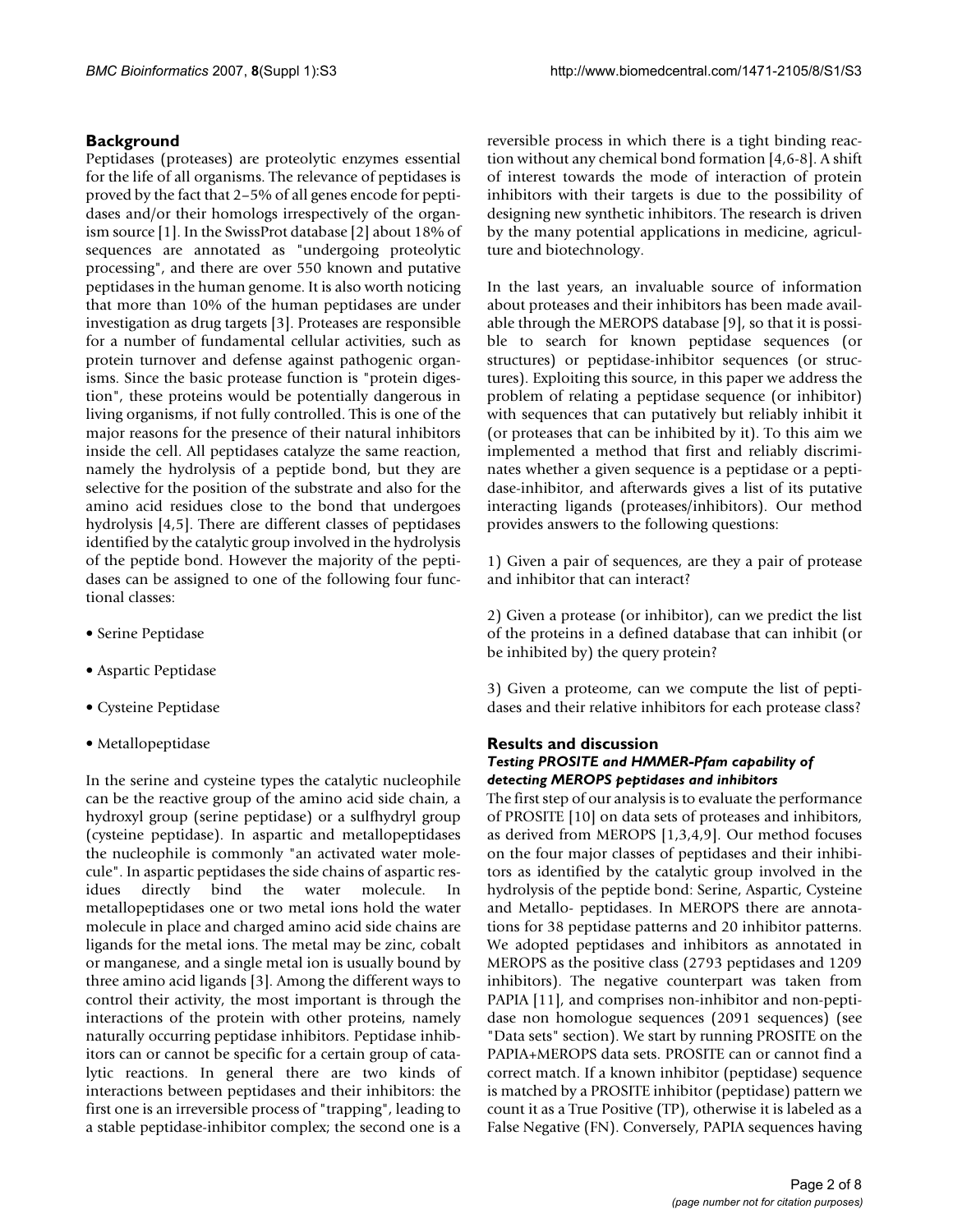## Background

Peptidases (proteases) are proteolytic enzymes essential for the life of all organisms. The relevance of peptidases is proved by the fact that 2–5% of all genes encode for peptidases and/or their homologs irrespectively of the organism source [1]. In the SwissProt database [2] about 18% of sequences are annotated as "undergoing proteolytic processing", and there are over 550 known and putative peptidases in the human genome. It is also worth noticing that more than 10% of the human peptidases are under investigation as drug targets [3]. Proteases are responsible for a number of fundamental cellular activities, such as protein turnover and defense against pathogenic organisms. Since the basic protease function is "protein digestion", these proteins would be potentially dangerous in living organisms, if not fully controlled. This is one of the major reasons for the presence of their natural inhibitors inside the cell. All peptidases catalyze the same reaction, namely the hydrolysis of a peptide bond, but they are selective for the position of the substrate and also for the amino acid residues close to the bond that undergoes hydrolysis [4,5]. There are different classes of peptidases identified by the catalytic group involved in the hydrolysis of the peptide bond. However the majority of the peptidases can be assigned to one of the following four functional classes:

- Serine Peptidase
- Aspartic Peptidase
- Cysteine Peptidase
- Metallopeptidase

In the serine and cysteine types the catalytic nucleophile can be the reactive group of the amino acid side chain, a hydroxyl group (serine peptidase) or a sulfhydryl group (cysteine peptidase). In aspartic and metallopeptidases the nucleophile is commonly "an activated water molecule". In aspartic peptidases the side chains of aspartic residues directly bind the water molecule. In metallopeptidases one or two metal ions hold the water molecule in place and charged amino acid side chains are ligands for the metal ions. The metal may be zinc, cobalt or manganese, and a single metal ion is usually bound by three amino acid ligands [3]. Among the different ways to control their activity, the most important is through the interactions of the protein with other proteins, namely naturally occurring peptidase inhibitors. Peptidase inhibitors can or cannot be specific for a certain group of catalytic reactions. In general there are two kinds of interactions between peptidases and their inhibitors: the first one is an irreversible process of "trapping", leading to a stable peptidase-inhibitor complex; the second one is a reversible process in which there is a tight binding reaction without any chemical bond formation [4,6-8]. A shift of interest towards the mode of interaction of protein inhibitors with their targets is due to the possibility of designing new synthetic inhibitors. The research is driven by the many potential applications in medicine, agriculture and biotechnology.

In the last years, an invaluable source of information about proteases and their inhibitors has been made available through the MEROPS database [9], so that it is possible to search for known peptidase sequences (or structures) or peptidase-inhibitor sequences (or structures). Exploiting this source, in this paper we address the problem of relating a peptidase sequence (or inhibitor) with sequences that can putatively but reliably inhibit it (or proteases that can be inhibited by it). To this aim we implemented a method that first and reliably discriminates whether a given sequence is a peptidase or a peptidase-inhibitor, and afterwards gives a list of its putative interacting ligands (proteases/inhibitors). Our method provides answers to the following questions:

1) Given a pair of sequences, are they a pair of protease and inhibitor that can interact?

2) Given a protease (or inhibitor), can we predict the list of the proteins in a defined database that can inhibit (or be inhibited by) the query protein?

3) Given a proteome, can we compute the list of peptidases and their relative inhibitors for each protease class?

## Results and discussion

### *Testing PROSITE and HMMER-Pfam capability of detecting MEROPS peptidases and inhibitors*

The first step of our analysis is to evaluate the performance of PROSITE [10] on data sets of proteases and inhibitors, as derived from MEROPS [1,3,4,9]. Our method focuses on the four major classes of peptidases and their inhibitors as identified by the catalytic group involved in the hydrolysis of the peptide bond: Serine, Aspartic, Cysteine and Metallo- peptidases. In MEROPS there are annotations for 38 peptidase patterns and 20 inhibitor patterns. We adopted peptidases and inhibitors as annotated in MEROPS as the positive class (2793 peptidases and 1209 inhibitors). The negative counterpart was taken from PAPIA [11], and comprises non-inhibitor and non-peptidase non homologue sequences (2091 sequences) (see "Data sets" section). We start by running PROSITE on the PAPIA+MEROPS data sets. PROSITE can or cannot find a correct match. If a known inhibitor (peptidase) sequence is matched by a PROSITE inhibitor (peptidase) pattern we count it as a True Positive (TP), otherwise it is labeled as a False Negative (FN). Conversely, PAPIA sequences having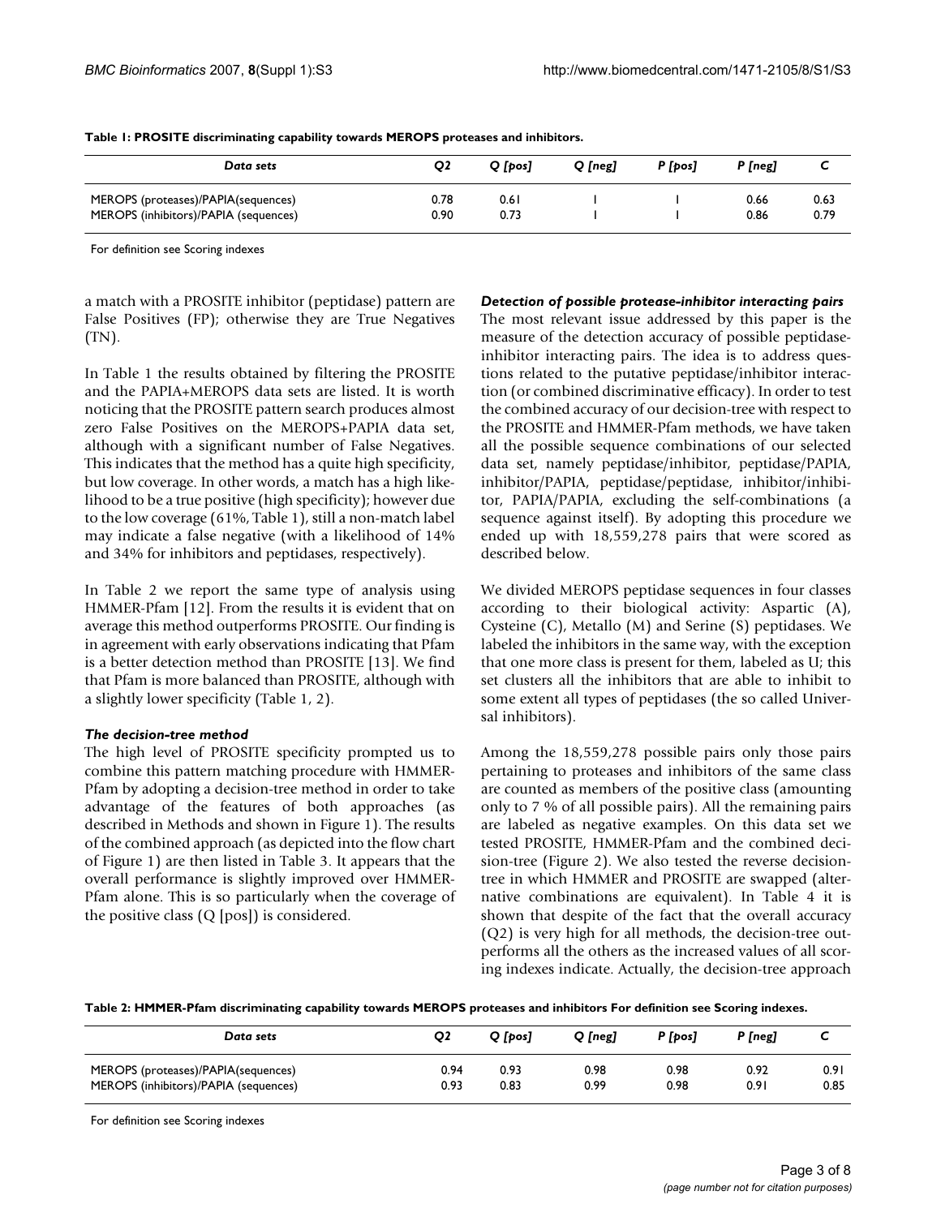**Table 1: PROSITE discriminating capability towards MEROPS proteases and inhibitors.**

| *Data sets* | *Q2* | *Q [pos]* | *Q [neg]* | *P [pos]* | *P [neg]* | *C* |
|---|---|---|---|---|---|---|
| MEROPS (proteases)/PAPIA(sequences) | 0.78 | 0.61 | 1 | 1 | 0.66 | 0.63 |
| MEROPS (inhibitors)/PAPIA (sequences) | 0.90 | 0.73 | 1 | 1 | 0.86 | 0.79 |

For definition see Scoring indexes

a match with a PROSITE inhibitor (peptidase) pattern are False Positives (FP); otherwise they are True Negatives (TN).

In Table 1 the results obtained by filtering the PROSITE and the PAPIA+MEROPS data sets are listed. It is worth noticing that the PROSITE pattern search produces almost zero False Positives on the MEROPS+PAPIA data set, although with a significant number of False Negatives. This indicates that the method has a quite high specificity, but low coverage. In other words, a match has a high likelihood to be a true positive (high specificity); however due to the low coverage (61%, Table 1), still a non-match label may indicate a false negative (with a likelihood of 14% and 34% for inhibitors and peptidases, respectively).

In Table 2 we report the same type of analysis using HMMER-Pfam [12]. From the results it is evident that on average this method outperforms PROSITE. Our finding is in agreement with early observations indicating that Pfam is a better detection method than PROSITE [13]. We find that Pfam is more balanced than PROSITE, although with a slightly lower specificity (Table 1, 2).

### *The decision-tree method*

The high level of PROSITE specificity prompted us to combine this pattern matching procedure with HMMER-Pfam by adopting a decision-tree method in order to take advantage of the features of both approaches (as described in Methods and shown in Figure 1). The results of the combined approach (as depicted into the flow chart of Figure 1) are then listed in Table 3. It appears that the overall performance is slightly improved over HMMER-Pfam alone. This is so particularly when the coverage of the positive class (Q [pos]) is considered.

### *Detection of possible protease-inhibitor interacting pairs*

The most relevant issue addressed by this paper is the measure of the detection accuracy of possible peptidase-inhibitor interacting pairs. The idea is to address questions related to the putative peptidase/inhibitor interaction (or combined discriminative efficacy). In order to test the combined accuracy of our decision-tree with respect to the PROSITE and HMMER-Pfam methods, we have taken all the possible sequence combinations of our selected data set, namely peptidase/inhibitor, peptidase/PAPIA, inhibitor/PAPIA, peptidase/peptidase, inhibitor/inhibitor, PAPIA/PAPIA, excluding the self-combinations (a sequence against itself). By adopting this procedure we ended up with 18,559,278 pairs that were scored as described below.

We divided MEROPS peptidase sequences in four classes according to their biological activity: Aspartic (A), Cysteine (C), Metallo (M) and Serine (S) peptidases. We labeled the inhibitors in the same way, with the exception that one more class is present for them, labeled as U; this set clusters all the inhibitors that are able to inhibit to some extent all types of peptidases (the so called Universal inhibitors).

Among the 18,559,278 possible pairs only those pairs pertaining to proteases and inhibitors of the same class are counted as members of the positive class (amounting only to 7 % of all possible pairs). All the remaining pairs are labeled as negative examples. On this data set we tested PROSITE, HMMER-Pfam and the combined decision-tree (Figure 2). We also tested the reverse decision-tree in which HMMER and PROSITE are swapped (alternative combinations are equivalent). In Table 4 it is shown that despite of the fact that the overall accuracy (Q2) is very high for all methods, the decision-tree outperforms all the others as the increased values of all scoring indexes indicate. Actually, the decision-tree approach

**Table 2: HMMER-Pfam discriminating capability towards MEROPS proteases and inhibitors For definition see Scoring indexes.**

| *Data sets* | *Q2* | *Q [pos]* | *Q [neg]* | *P [pos]* | *P [neg]* | *C* |
|---|---|---|---|---|---|---|
| MEROPS (proteases)/PAPIA(sequences) | 0.94 | 0.93 | 0.98 | 0.98 | 0.92 | 0.91 |
| MEROPS (inhibitors)/PAPIA (sequences) | 0.93 | 0.83 | 0.99 | 0.98 | 0.91 | 0.85 |

For definition see Scoring indexes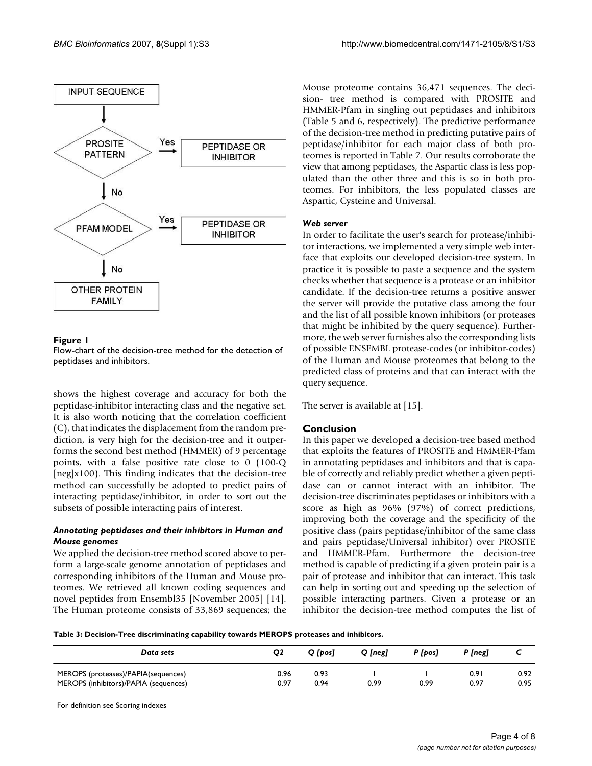**Figure 1**

Flow-chart of the decision-tree method for the detection of peptidases and inhibitors.

shows the highest coverage and accuracy for both the peptidase-inhibitor interacting class and the negative set. It is also worth noticing that the correlation coefficient (C), that indicates the displacement from the random prediction, is very high for the decision-tree and it outperforms the second best method (HMMER) of 9 percentage points, with a false positive rate close to 0 (100-Q [neg]x100). This finding indicates that the decision-tree method can successfully be adopted to predict pairs of interacting peptidase/inhibitor, in order to sort out the subsets of possible interacting pairs of interest.

### *Annotating peptidases and their inhibitors in Human and Mouse genomes*

We applied the decision-tree method scored above to perform a large-scale genome annotation of peptidases and corresponding inhibitors of the Human and Mouse proteomes. We retrieved all known coding sequences and novel peptides from Ensembl35 [November 2005] [14]. The Human proteome consists of 33,869 sequences; the Mouse proteome contains 36,471 sequences. The decision- tree method is compared with PROSITE and HMMER-Pfam in singling out peptidases and inhibitors (Table 5 and 6, respectively). The predictive performance of the decision-tree method in predicting putative pairs of peptidase/inhibitor for each major class of both proteomes is reported in Table 7. Our results corroborate the view that among peptidases, the Aspartic class is less populated than the other three and this is so in both proteomes. For inhibitors, the less populated classes are Aspartic, Cysteine and Universal.

### *Web server*

In order to facilitate the user's search for protease/inhibitor interactions, we implemented a very simple web interface that exploits our developed decision-tree system. In practice it is possible to paste a sequence and the system checks whether that sequence is a protease or an inhibitor candidate. If the decision-tree returns a positive answer the server will provide the putative class among the four and the list of all possible known inhibitors (or proteases that might be inhibited by the query sequence). Furthermore, the web server furnishes also the corresponding lists of possible ENSEMBL protease-codes (or inhibitor-codes) of the Human and Mouse proteomes that belong to the predicted class of proteins and that can interact with the query sequence.

The server is available at [15].

## Conclusion

In this paper we developed a decision-tree based method that exploits the features of PROSITE and HMMER-Pfam in annotating peptidases and inhibitors and that is capable of correctly and reliably predict whether a given peptidase can or cannot interact with an inhibitor. The decision-tree discriminates peptidases or inhibitors with a score as high as 96% (97%) of correct predictions, improving both the coverage and the specificity of the positive class (pairs peptidase/inhibitor of the same class and pairs peptidase/Universal inhibitor) over PROSITE and HMMER-Pfam. Furthermore the decision-tree method is capable of predicting if a given protein pair is a pair of protease and inhibitor that can interact. This task can help in sorting out and speeding up the selection of possible interacting partners. Given a protease or an inhibitor the decision-tree method computes the list of

**Table 3: Decision-Tree discriminating capability towards MEROPS proteases and inhibitors.**

| *Data sets* | *Q2* | *Q [pos]* | *Q [neg]* | *P [pos]* | *P [neg]* | *C* |
|---|---|---|---|---|---|---|
| MEROPS (proteases)/PAPIA(sequences) | 0.96 | 0.93 | 1 | 1 | 0.91 | 0.92 |
| MEROPS (inhibitors)/PAPIA (sequences) | 0.97 | 0.94 | 0.99 | 0.99 | 0.97 | 0.95 |

For definition see Scoring indexes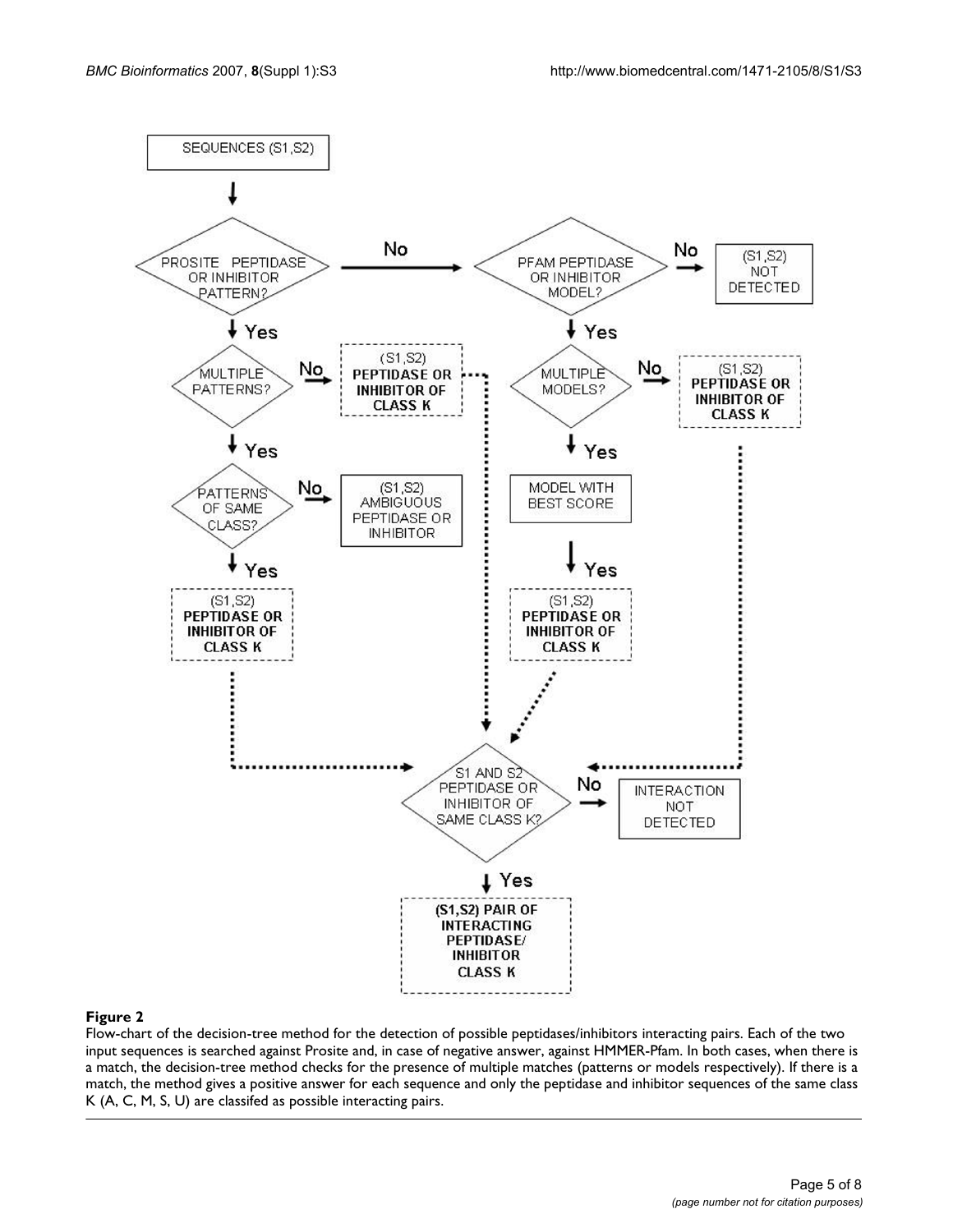**Figure 2**

Flow-chart of the decision-tree method for the detection of possible peptidases/inhibitors interacting pairs. Each of the two input sequences is searched against Prosite and, in case of negative answer, against HMMER-Pfam. In both cases, when there is a match, the decision-tree method checks for the presence of multiple matches (patterns or models respectively). If there is a match, the method gives a positive answer for each sequence and only the peptidase and inhibitor sequences of the same class K (A, C, M, S, U) are classifed as possible interacting pairs.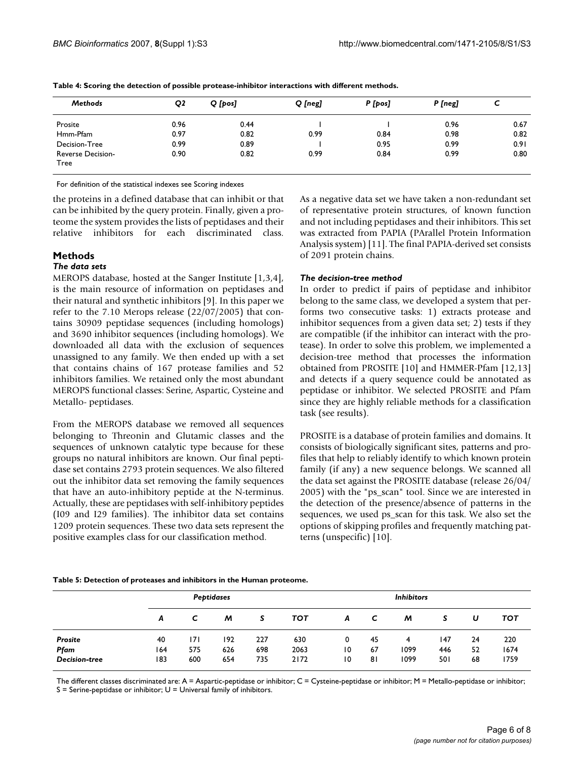**Table 4: Scoring the detection of possible protease-inhibitor interactions with different methods.**

| *Methods* | *Q2* | *Q [pos]* | *Q [neg]* | *P [pos]* | *P [neg]* | *C* |
|---|---|---|---|---|---|---|
| Prosite | 0.96 | 0.44 | 1 | 1 | 0.96 | 0.67 |
| Hmm-Pfam | 0.97 | 0.82 | 0.99 | 0.84 | 0.98 | 0.82 |
| Decision-Tree | 0.99 | 0.89 | 1 | 0.95 | 0.99 | 0.91 |
| Reverse Decision-Tree | 0.90 | 0.82 | 0.99 | 0.84 | 0.99 | 0.80 |

For definition of the statistical indexes see Scoring indexes

the proteins in a defined database that can inhibit or that can be inhibited by the query protein. Finally, given a proteome the system provides the lists of peptidases and their relative inhibitors for each discriminated class.

## Methods

### *The data sets*

MEROPS database, hosted at the Sanger Institute [1,3,4], is the main resource of information on peptidases and their natural and synthetic inhibitors [9]. In this paper we refer to the 7.10 Merops release (22/07/2005) that contains 30909 peptidase sequences (including homologs) and 3690 inhibitor sequences (including homologs). We downloaded all data with the exclusion of sequences unassigned to any family. We then ended up with a set that contains chains of 167 protease families and 52 inhibitors families. We retained only the most abundant MEROPS functional classes: Serine, Aspartic, Cysteine and Metallo- peptidases.

From the MEROPS database we removed all sequences belonging to Threonin and Glutamic classes and the sequences of unknown catalytic type because for these groups no natural inhibitors are known. Our final peptidase set contains 2793 protein sequences. We also filtered out the inhibitor data set removing the family sequences that have an auto-inhibitory peptide at the N-terminus. Actually, these are peptidases with self-inhibitory peptides (I09 and I29 families). The inhibitor data set contains 1209 protein sequences. These two data sets represent the positive examples class for our classification method.

As a negative data set we have taken a non-redundant set of representative protein structures, of known function and not including peptidases and their inhibitors. This set was extracted from PAPIA (PArallel Protein Information Analysis system) [11]. The final PAPIA-derived set consists of 2091 protein chains.

### *The decision-tree method*

In order to predict if pairs of peptidase and inhibitor belong to the same class, we developed a system that performs two consecutive tasks: 1) extracts protease and inhibitor sequences from a given data set; 2) tests if they are compatible (if the inhibitor can interact with the protease). In order to solve this problem, we implemented a decision-tree method that processes the information obtained from PROSITE [10] and HMMER-Pfam [12,13] and detects if a query sequence could be annotated as peptidase or inhibitor. We selected PROSITE and Pfam since they are highly reliable methods for a classification task (see results).

PROSITE is a database of protein families and domains. It consists of biologically significant sites, patterns and profiles that help to reliably identify to which known protein family (if any) a new sequence belongs. We scanned all the data set against the PROSITE database (release 26/04/2005) with the "ps_scan" tool. Since we are interested in the detection of the presence/absence of patterns in the sequences, we used ps_scan for this task. We also set the options of skipping profiles and frequently matching patterns (unspecific) [10].

**Table 5: Detection of proteases and inhibitors in the Human proteome.**

| | *Peptidases* | | | | | *Inhibitors* | | | | | |
|---|---|---|---|---|---|---|---|---|---|---|---|
| | *A* | *C* | *M* | *S* | *TOT* | *A* | *C* | *M* | *S* | *U* | *TOT* |
| ***Prosite*** | 40 | 171 | 192 | 227 | 630 | 0 | 45 | 4 | 147 | 24 | 220 |
| ***Pfam*** | 164 | 575 | 626 | 698 | 2063 | 10 | 67 | 1099 | 446 | 52 | 1674 |
| ***Decision-tree*** | 183 | 600 | 654 | 735 | 2172 | 10 | 81 | 1099 | 501 | 68 | 1759 |

The different classes discriminated are: A = Aspartic-peptidase or inhibitor; C = Cysteine-peptidase or inhibitor; M = Metallo-peptidase or inhibitor; S = Serine-peptidase or inhibitor; U = Universal family of inhibitors.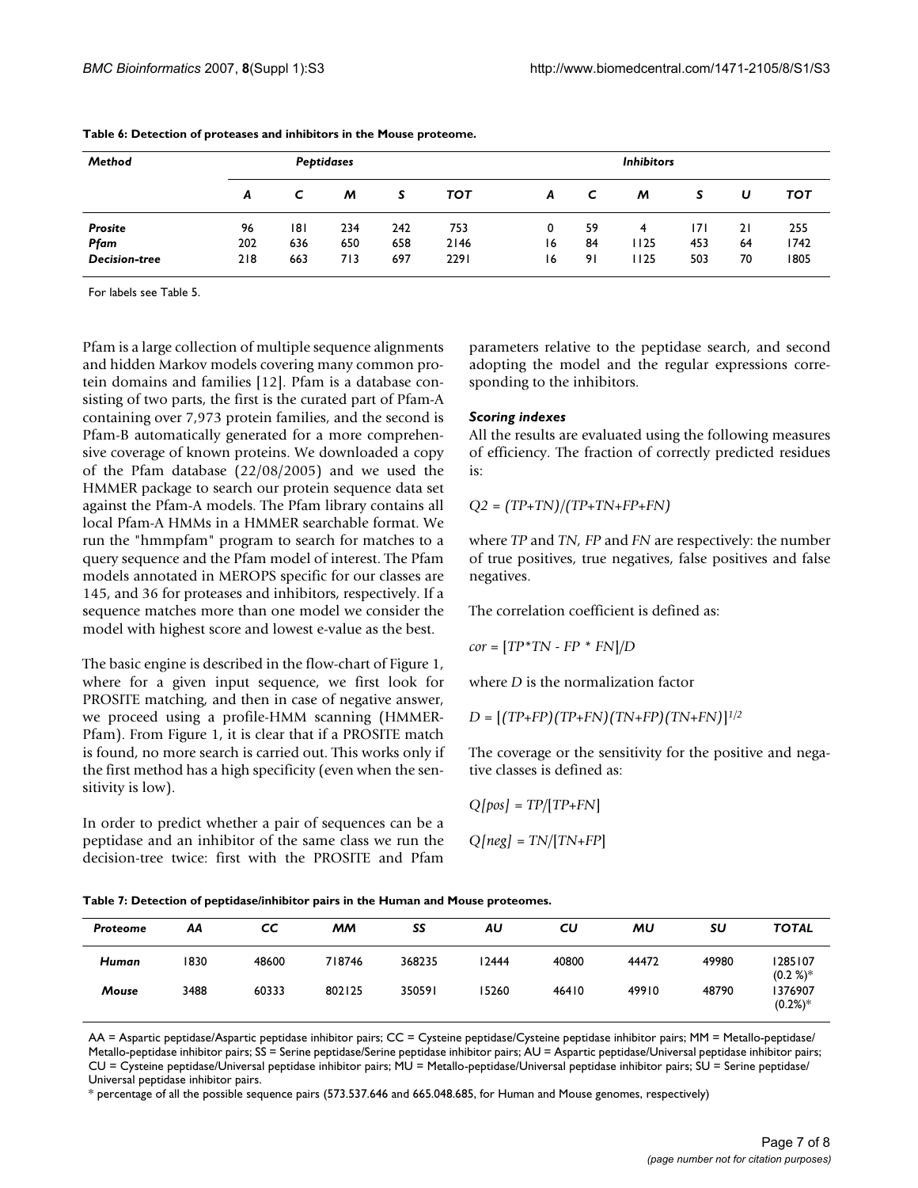**Table 6: Detection of proteases and inhibitors in the Mouse proteome.**

| *Method* | *Peptidases* | | | | | *Inhibitors* | | | | | |
|---|---|---|---|---|---|---|---|---|---|---|---|
| | *A* | *C* | *M* | *S* | *TOT* | *A* | *C* | *M* | *S* | *U* | *TOT* |
| ***Prosite*** | 96 | 181 | 234 | 242 | 753 | 0 | 59 | 4 | 171 | 21 | 255 |
| ***Pfam*** | 202 | 636 | 650 | 658 | 2146 | 16 | 84 | 1125 | 453 | 64 | 1742 |
| ***Decision-tree*** | 218 | 663 | 713 | 697 | 2291 | 16 | 91 | 1125 | 503 | 70 | 1805 |

For labels see Table 5.

Pfam is a large collection of multiple sequence alignments and hidden Markov models covering many common protein domains and families [12]. Pfam is a database consisting of two parts, the first is the curated part of Pfam-A containing over 7,973 protein families, and the second is Pfam-B automatically generated for a more comprehensive coverage of known proteins. We downloaded a copy of the Pfam database (22/08/2005) and we used the HMMER package to search our protein sequence data set against the Pfam-A models. The Pfam library contains all local Pfam-A HMMs in a HMMER searchable format. We run the "hmmpfam" program to search for matches to a query sequence and the Pfam model of interest. The Pfam models annotated in MEROPS specific for our classes are 145, and 36 for proteases and inhibitors, respectively. If a sequence matches more than one model we consider the model with highest score and lowest e-value as the best.

The basic engine is described in the flow-chart of Figure 1, where for a given input sequence, we first look for PROSITE matching, and then in case of negative answer, we proceed using a profile-HMM scanning (HMMER-Pfam). From Figure 1, it is clear that if a PROSITE match is found, no more search is carried out. This works only if the first method has a high specificity (even when the sensitivity is low).

In order to predict whether a pair of sequences can be a peptidase and an inhibitor of the same class we run the decision-tree twice: first with the PROSITE and Pfam parameters relative to the peptidase search, and second adopting the model and the regular expressions corresponding to the inhibitors.

### *Scoring indexes*

All the results are evaluated using the following measures of efficiency. The fraction of correctly predicted residues is:

$$Q2 = (TP+TN)/(TP+TN+FP+FN)$$

where $TP$ and $TN$, $FP$ and $FN$ are respectively: the number of true positives, true negatives, false positives and false negatives.

The correlation coefficient is defined as:

$$cor = [TP*TN - FP * FN]/D$$

where $D$ is the normalization factor

$$D = [(TP+FP)(TP+FN)(TN+FP)(TN+FN)]^{1/2}$$

The coverage or the sensitivity for the positive and negative classes is defined as:

$$Q[pos] = TP/[TP+FN]$$

$$Q[neg] = TN/[TN+FP]$$

**Table 7: Detection of peptidase/inhibitor pairs in the Human and Mouse proteomes.**

| *Proteome* | *AA* | *CC* | *MM* | *SS* | *AU* | *CU* | *MU* | *SU* | *TOTAL* |
|---|---|---|---|---|---|---|---|---|---|
| ***Human*** | 1830 | 48600 | 718746 | 368235 | 12444 | 40800 | 44472 | 49980 | 1285107 (0.2 %)* |
| ***Mouse*** | 3488 | 60333 | 802125 | 350591 | 15260 | 46410 | 49910 | 48790 | 1376907 (0.2%)* |

AA = Aspartic peptidase/Aspartic peptidase inhibitor pairs; CC = Cysteine peptidase/Cysteine peptidase inhibitor pairs; MM = Metallo-peptidase/Metallo-peptidase inhibitor pairs; SS = Serine peptidase/Serine peptidase inhibitor pairs; AU = Aspartic peptidase/Universal peptidase inhibitor pairs; CU = Cysteine peptidase/Universal peptidase inhibitor pairs; MU = Metallo-peptidase/Universal peptidase inhibitor pairs; SU = Serine peptidase/Universal peptidase inhibitor pairs.

* percentage of all the possible sequence pairs (573.537.646 and 665.048.685, for Human and Mouse genomes, respectively)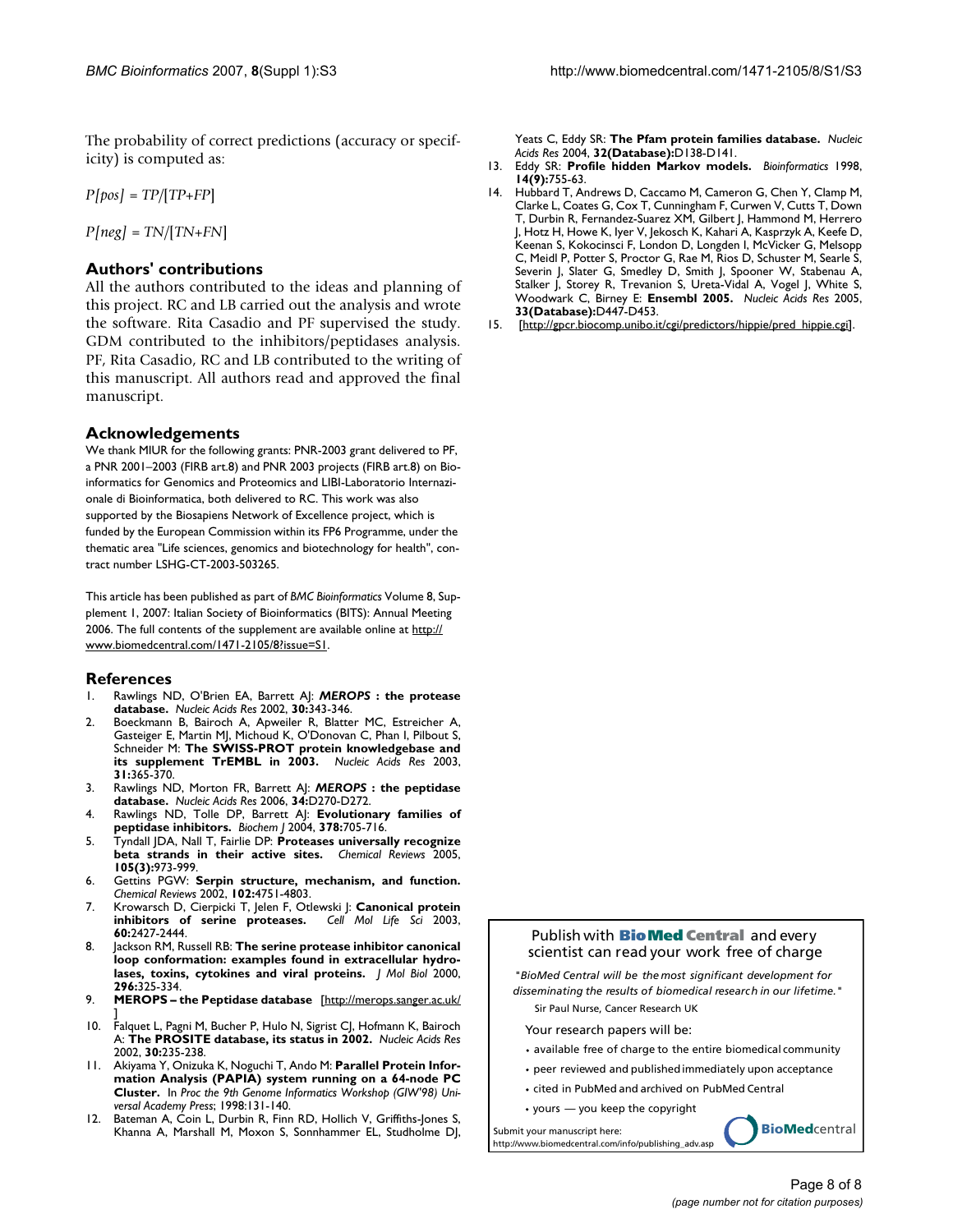The probability of correct predictions (accuracy or specificity) is computed as:

$P[pos] = TP/[TP+FP]$

$P[neg] = TN/[TN+FN]$

## Authors' contributions

All the authors contributed to the ideas and planning of this project. RC and LB carried out the analysis and wrote the software. Rita Casadio and PF supervised the study. GDM contributed to the inhibitors/peptidases analysis. PF, Rita Casadio, RC and LB contributed to the writing of this manuscript. All authors read and approved the final manuscript.

## Acknowledgements

We thank MIUR for the following grants: PNR-2003 grant delivered to PF, a PNR 2001–2003 (FIRB art.8) and PNR 2003 projects (FIRB art.8) on Bioinformatics for Genomics and Proteomics and LIBI-Laboratorio Internazionale di Bioinformatica, both delivered to RC. This work was also supported by the Biosapiens Network of Excellence project, which is funded by the European Commission within its FP6 Programme, under the thematic area "Life sciences, genomics and biotechnology for health", contract number LSHG-CT-2003-503265.

This article has been published as part of *BMC Bioinformatics* Volume 8, Supplement 1, 2007: Italian Society of Bioinformatics (BITS): Annual Meeting 2006. The full contents of the supplement are available online at http://www.biomedcentral.com/1471-2105/8?issue=S1.

## References

1. Rawlings ND, O'Brien EA, Barrett AJ: ***MEROPS* : the protease database.** *Nucleic Acids Res* 2002, **30:**343-346.
2. Boeckmann B, Bairoch A, Apweiler R, Blatter MC, Estreicher A, Gasteiger E, Martin MJ, Michoud K, O'Donovan C, Phan I, Pilbout S, Schneider M: **The SWISS-PROT protein knowledgebase and its supplement TrEMBL in 2003.** *Nucleic Acids Res* 2003, **31:**365-370.
3. Rawlings ND, Morton FR, Barrett AJ: ***MEROPS* : the peptidase database.** *Nucleic Acids Res* 2006, **34:**D270-D272.
4. Rawlings ND, Tolle DP, Barrett AJ: **Evolutionary families of peptidase inhibitors.** *Biochem J* 2004, **378:**705-716.
5. Tyndall JDA, Nall T, Fairlie DP: **Proteases universally recognize beta strands in their active sites.** *Chemical Reviews* 2005, **105(3):**973-999.
6. Gettins PGW: **Serpin structure, mechanism, and function.** *Chemical Reviews* 2002, **102:**4751-4803.
7. Krowarsch D, Cierpicki T, Jelen F, Otlewski J: **Canonical protein inhibitors of serine proteases.** *Cell Mol Life Sci* 2003, **60:**2427-2444.
8. Jackson RM, Russell RB: **The serine protease inhibitor canonical loop conformation: examples found in extracellular hydrolases, toxins, cytokines and viral proteins.** *J Mol Biol* 2000, **296:**325-334.
9. **MEROPS – the Peptidase database** [http://merops.sanger.ac.uk/]
10. Falquet L, Pagni M, Bucher P, Hulo N, Sigrist CJ, Hofmann K, Bairoch A: **The PROSITE database, its status in 2002.** *Nucleic Acids Res* 2002, **30:**235-238.
11. Akiyama Y, Onizuka K, Noguchi T, Ando M: **Parallel Protein Information Analysis (PAPIA) system running on a 64-node PC Cluster.** In *Proc the 9th Genome Informatics Workshop (GIW'98) Universal Academy Press*; 1998:131-140.
12. Bateman A, Coin L, Durbin R, Finn RD, Hollich V, Griffiths-Jones S, Khanna A, Marshall M, Moxon S, Sonnhammer EL, Studholme DJ, Yeats C, Eddy SR: **The Pfam protein families database.** *Nucleic Acids Res* 2004, **32(Database):**D138-D141.
13. Eddy SR: **Profile hidden Markov models.** *Bioinformatics* 1998, **14(9):**755-63.
14. Hubbard T, Andrews D, Caccamo M, Cameron G, Chen Y, Clamp M, Clarke L, Coates G, Cox T, Cunningham F, Curwen V, Cutts T, Down T, Durbin R, Fernandez-Suarez XM, Gilbert J, Hammond M, Herrero J, Hotz H, Howe K, Iyer V, Jekosch K, Kahari A, Kasprzyk A, Keefe D, Keenan S, Kokocinsci F, London D, Longden I, McVicker G, Melsopp C, Meidl P, Potter S, Proctor G, Rae M, Rios D, Schuster M, Searle S, Severin J, Slater G, Smedley D, Smith J, Spooner W, Stabenau A, Stalker J, Storey R, Trevanion S, Ureta-Vidal A, Vogel J, White S, Woodwark C, Birney E: **Ensembl 2005.** *Nucleic Acids Res* 2005, **33(Database):**D447-D453.
15. [http://gpcr.biocomp.unibo.it/cgi/predictors/hippie/pred_hippie.cgi].

Publish with **BioMed Central** and every scientist can read your work free of charge

*"BioMed Central will be the most significant development for disseminating the results of biomedical research in our lifetime."*
Sir Paul Nurse, Cancer Research UK

Your research papers will be:

- available free of charge to the entire biomedical community
- peer reviewed and published immediately upon acceptance
- cited in PubMed and archived on PubMed Central
- yours — you keep the copyright

Submit your manuscript here:
http://www.biomedcentral.com/info/publishing_adv.asp

BioMedcentral